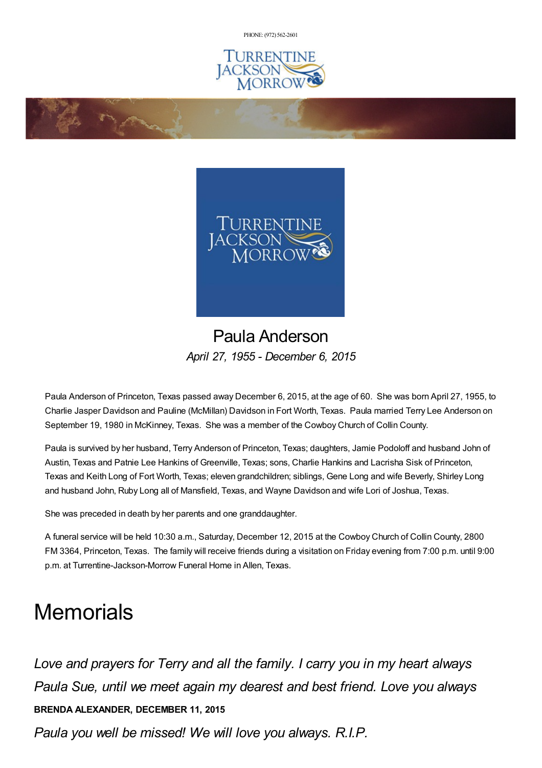PHONE: (972) 562-2601

# Paula Anderson

*April 27, 1955 - December 6, 2015*

Paula Anderson of Princeton, Texas passed away December 6, 2015, at the age of 60. She was born April 27, 1955, to Charlie Jasper Davidson and Pauline (McMillan) Davidson in Fort Worth, Texas. Paula married Terry Lee Anderson on September 19, 1980 in McKinney, Texas. She was a member of the Cowboy Church of Collin County.

Paula is survived by her husband, Terry Anderson of Princeton, Texas; daughters, Jamie Podoloff and husband John of Austin, Texas and Patnie Lee Hankins of Greenville, Texas; sons, Charlie Hankins and Lacrisha Sisk of Princeton, Texas and Keith Long of Fort Worth, Texas; eleven grandchildren; siblings, Gene Long and wife Beverly, Shirley Long and husband John, Ruby Long all of Mansfield, Texas, and Wayne Davidson and wife Lori of Joshua, Texas.

She was preceded in death by her parents and one granddaughter.

A funeral service will be held 10:30 a.m., Saturday, December 12, 2015 at the Cowboy Church of Collin County, 2800 FM 3364, Princeton, Texas. The family will receive friends during a visitation on Friday evening from 7:00 p.m. until 9:00 p.m. at Turrentine-Jackson-Morrow Funeral Home in Allen, Texas.

# Memorials

*Love and prayers for Terry and all the family. I carry you in my heart always Paula Sue, until we meet again my dearest and best friend. Love you always*

**BRENDA ALEXANDER, DECEMBER 11, 2015**

*Paula you well be missed! We will love you always. R.I.P.*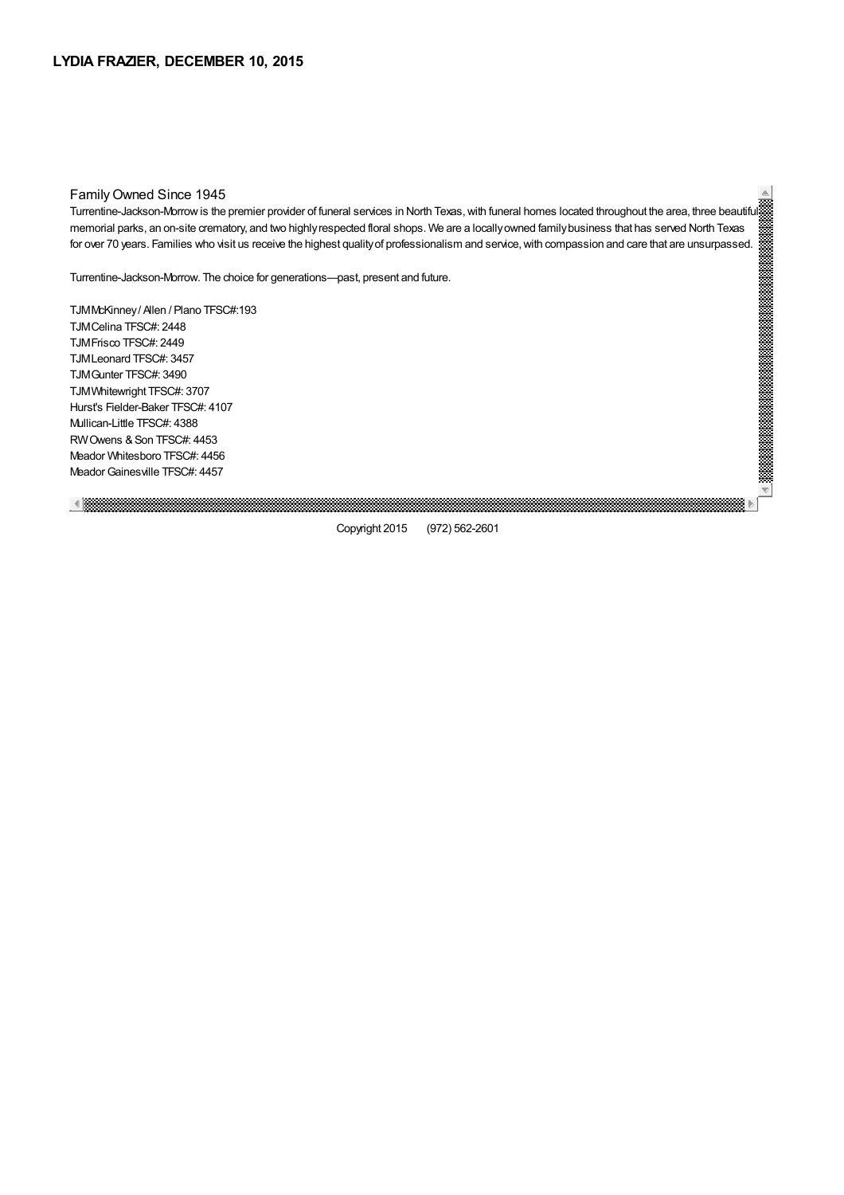Family Owned Since 1945

Turrentine-Jackson-Morrow is the premier provider of funeral services in North Texas, with funeral homes located throughout the area, three beautiful memorial parks, an on-site crematory, and two highly respected floral shops. We are a locally owned family business that has served North Texas for over 70 years. Families who visit us receive the highest quality of professionalism and service, with compassion and care that are unsurpassed.

Turrentine-Jackson-Morrow. The choice for generations—past, present and future.

TJM McKinney / Allen / Plano TFSC#:193
TJM Celina TFSC#: 2448
TJM Frisco TFSC#: 2449
TJM Leonard TFSC#: 3457
TJM Gunter TFSC#: 3490
TJM Whitewright TFSC#: 3707
Hurst's Fielder-Baker TFSC#: 4107
Mullican-Little TFSC#: 4388
RW Owens & Son TFSC#: 4453
Meador Whitesboro TFSC#: 4456
Meador Gainesville TFSC#: 4457

Copyright 2015 (972) 562-2601